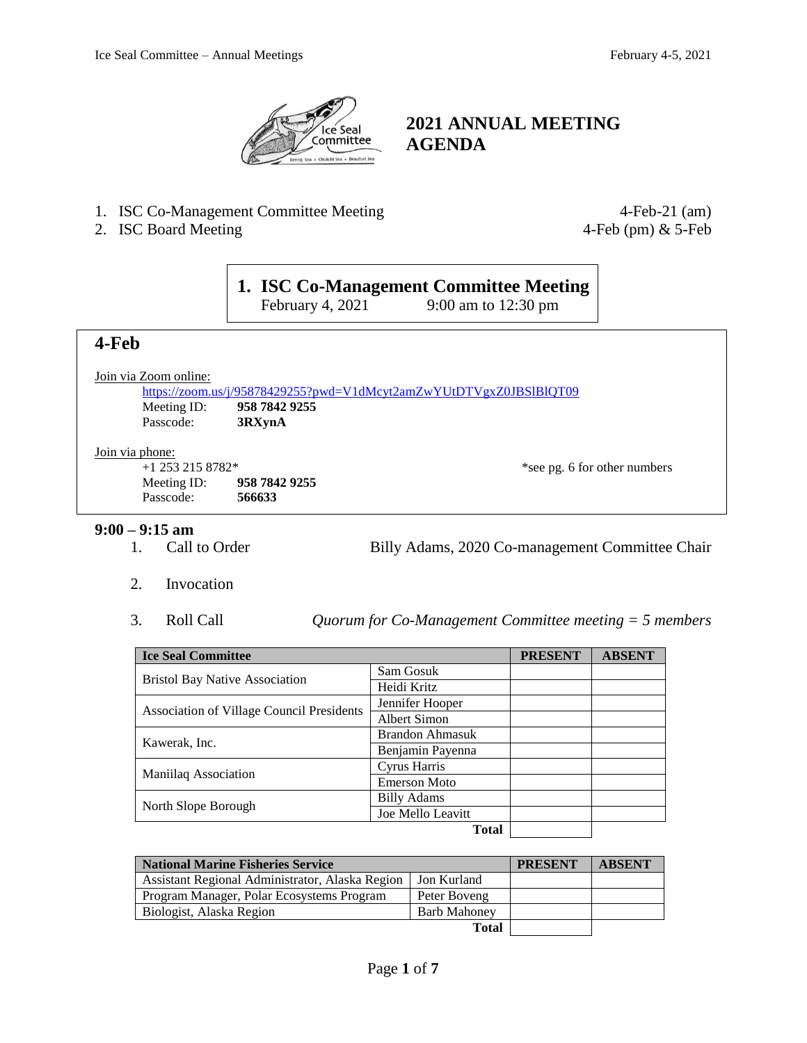# 2021 ANNUAL MEETING AGENDA

1. ISC Co-Management Committee Meeting — 4-Feb-21 (am)
2. ISC Board Meeting — 4-Feb (pm) & 5-Feb

## 1. ISC Co-Management Committee Meeting

February 4, 2021 — 9:00 am to 12:30 pm

### 4-Feb

Join via Zoom online:

https://zoom.us/j/95878429255?pwd=V1dMcyt2amZwYUtDTVgxZ0JBSlBlQT09

Meeting ID: **958 7842 9255**
Passcode: **3RXynA**

Join via phone:

+1 253 215 8782* — *see pg. 6 for other numbers

Meeting ID: **958 7842 9255**
Passcode: **566633**

**9:00 – 9:15 am**

1. Call to Order — Billy Adams, 2020 Co-management Committee Chair
2. Invocation
3. Roll Call — *Quorum for Co-Management Committee meeting = 5 members*

| Ice Seal Committee | | PRESENT | ABSENT |
|---|---|---|---|
| Bristol Bay Native Association | Sam Gosuk | | |
| | Heidi Kritz | | |
| Association of Village Council Presidents | Jennifer Hooper | | |
| | Albert Simon | | |
| Kawerak, Inc. | Brandon Ahmasuk | | |
| | Benjamin Payenna | | |
| Maniilaq Association | Cyrus Harris | | |
| | Emerson Moto | | |
| North Slope Borough | Billy Adams | | |
| | Joe Mello Leavitt | | |
| | **Total** | | |

| National Marine Fisheries Service | | PRESENT | ABSENT |
|---|---|---|---|
| Assistant Regional Administrator, Alaska Region | Jon Kurland | | |
| Program Manager, Polar Ecosystems Program | Peter Boveng | | |
| Biologist, Alaska Region | Barb Mahoney | | |
| | **Total** | | |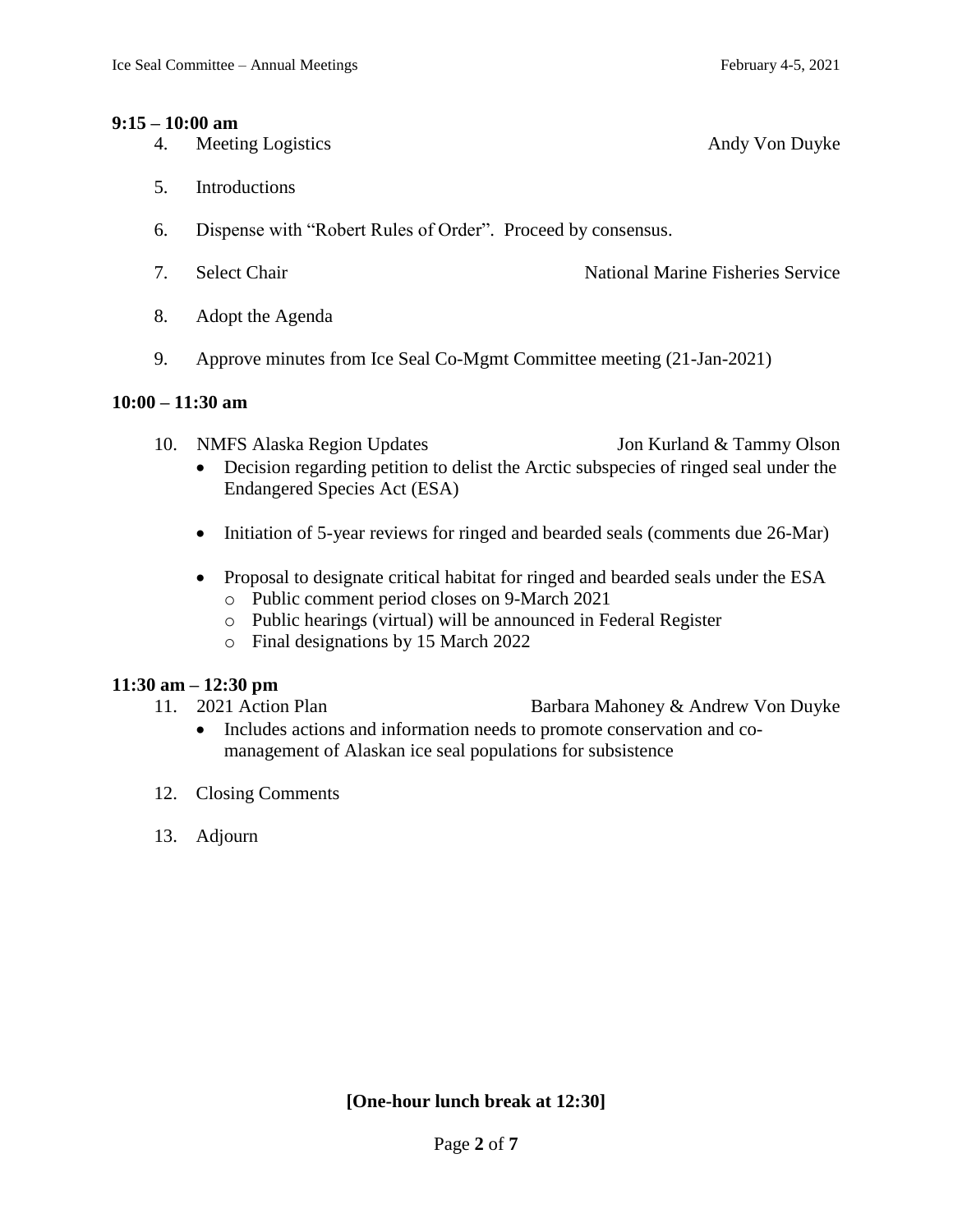**9:15 – 10:00 am**

4. Meeting Logistics — Andy Von Duyke

5. Introductions

6. Dispense with "Robert Rules of Order". Proceed by consensus.

7. Select Chair — National Marine Fisheries Service

8. Adopt the Agenda

9. Approve minutes from Ice Seal Co-Mgmt Committee meeting (21-Jan-2021)

**10:00 – 11:30 am**

10. NMFS Alaska Region Updates — Jon Kurland & Tammy Olson
    - Decision regarding petition to delist the Arctic subspecies of ringed seal under the Endangered Species Act (ESA)
    - Initiation of 5-year reviews for ringed and bearded seals (comments due 26-Mar)
    - Proposal to designate critical habitat for ringed and bearded seals under the ESA
        - Public comment period closes on 9-March 2021
        - Public hearings (virtual) will be announced in Federal Register
        - Final designations by 15 March 2022

**11:30 am – 12:30 pm**

11. 2021 Action Plan — Barbara Mahoney & Andrew Von Duyke
    - Includes actions and information needs to promote conservation and co-management of Alaskan ice seal populations for subsistence

12. Closing Comments

13. Adjourn

**[One-hour lunch break at 12:30]**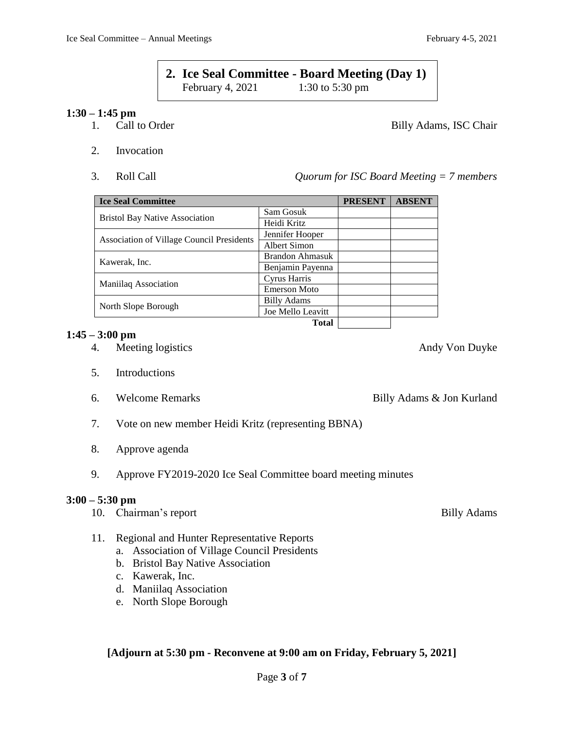## 2. Ice Seal Committee - Board Meeting (Day 1)

February 4, 2021 1:30 to 5:30 pm

**1:30 – 1:45 pm**

1. Call to Order — Billy Adams, ISC Chair
2. Invocation
3. Roll Call — *Quorum for ISC Board Meeting = 7 members*

| Ice Seal Committee | | PRESENT | ABSENT |
|---|---|---|---|
| Bristol Bay Native Association | Sam Gosuk | | |
| | Heidi Kritz | | |
| Association of Village Council Presidents | Jennifer Hooper | | |
| | Albert Simon | | |
| Kawerak, Inc. | Brandon Ahmasuk | | |
| | Benjamin Payenna | | |
| Maniilaq Association | Cyrus Harris | | |
| | Emerson Moto | | |
| North Slope Borough | Billy Adams | | |
| | Joe Mello Leavitt | | |
| | **Total** | | |

**1:45 – 3:00 pm**

4. Meeting logistics — Andy Von Duyke
5. Introductions
6. Welcome Remarks — Billy Adams & Jon Kurland
7. Vote on new member Heidi Kritz (representing BBNA)
8. Approve agenda
9. Approve FY2019-2020 Ice Seal Committee board meeting minutes

**3:00 – 5:30 pm**

10. Chairman's report — Billy Adams
11. Regional and Hunter Representative Reports
    a. Association of Village Council Presidents
    b. Bristol Bay Native Association
    c. Kawerak, Inc.
    d. Maniilaq Association
    e. North Slope Borough

**[Adjourn at 5:30 pm - Reconvene at 9:00 am on Friday, February 5, 2021]**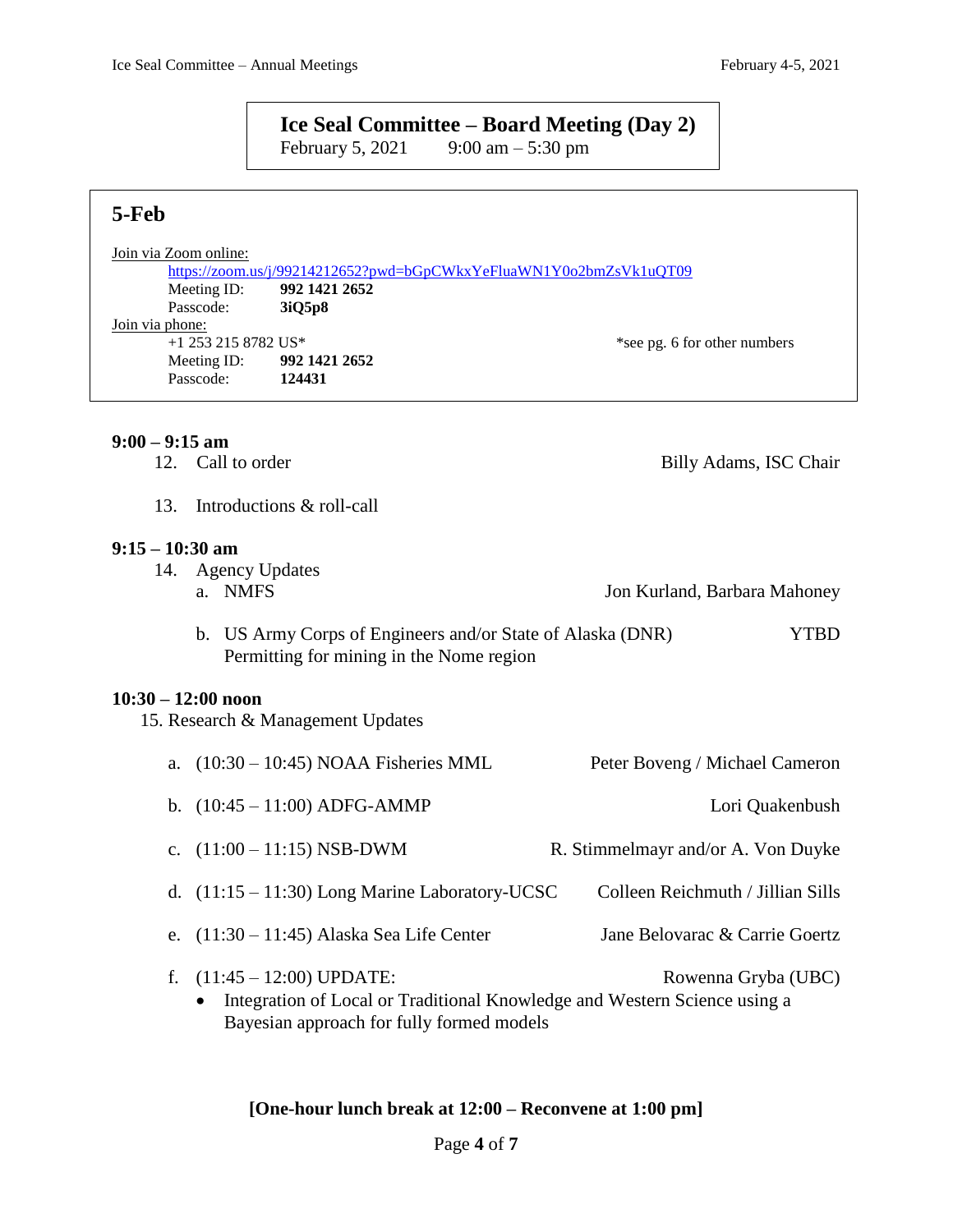# Ice Seal Committee – Board Meeting (Day 2)

February 5, 2021 9:00 am – 5:30 pm

## 5-Feb

Join via Zoom online:

https://zoom.us/j/99214212652?pwd=bGpCWkxYeFluaWN1Y0o2bmZsVk1uQT09

Meeting ID: **992 1421 2652**

Passcode: **3iQ5p8**

Join via phone:

+1 253 215 8782 US* *see pg. 6 for other numbers

Meeting ID: **992 1421 2652**

Passcode: **124431**

**9:00 – 9:15 am**

12. Call to order — Billy Adams, ISC Chair

13. Introductions & roll-call

**9:15 – 10:30 am**

14. Agency Updates
    a. NMFS — Jon Kurland, Barbara Mahoney
    b. US Army Corps of Engineers and/or State of Alaska (DNR) — YTBD
       Permitting for mining in the Nome region

**10:30 – 12:00 noon**

15. Research & Management Updates
    a. (10:30 – 10:45) NOAA Fisheries MML — Peter Boveng / Michael Cameron
    b. (10:45 – 11:00) ADFG-AMMP — Lori Quakenbush
    c. (11:00 – 11:15) NSB-DWM — R. Stimmelmayr and/or A. Von Duyke
    d. (11:15 – 11:30) Long Marine Laboratory-UCSC — Colleen Reichmuth / Jillian Sills
    e. (11:30 – 11:45) Alaska Sea Life Center — Jane Belovarac & Carrie Goertz
    f. (11:45 – 12:00) UPDATE: — Rowenna Gryba (UBC)
       - Integration of Local or Traditional Knowledge and Western Science using a Bayesian approach for fully formed models

**[One-hour lunch break at 12:00 – Reconvene at 1:00 pm]**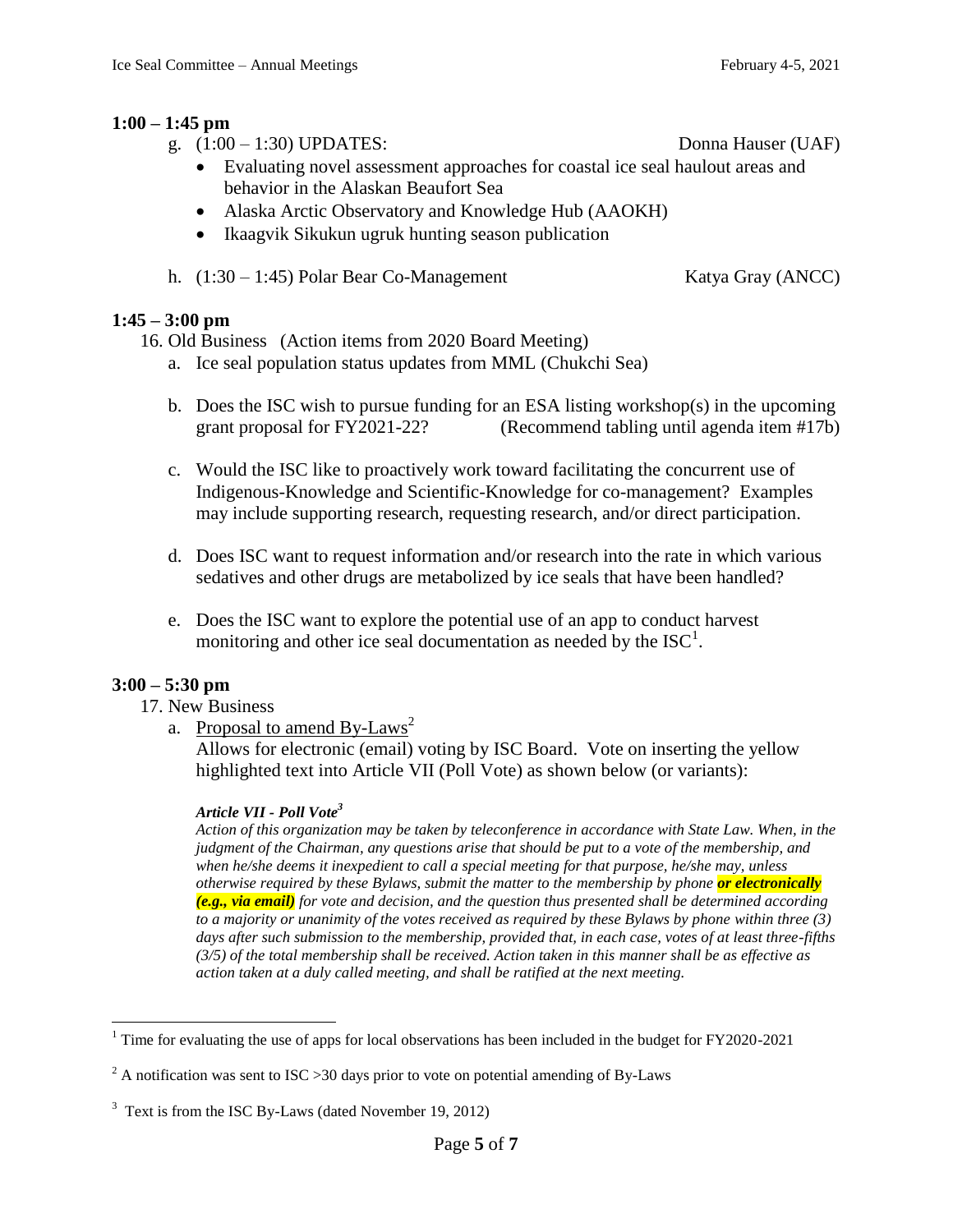**1:00 – 1:45 pm**

g. (1:00 – 1:30) UPDATES: Donna Hauser (UAF)

- Evaluating novel assessment approaches for coastal ice seal haulout areas and behavior in the Alaskan Beaufort Sea
- Alaska Arctic Observatory and Knowledge Hub (AAOKH)
- Ikaagvik Sikukun ugruk hunting season publication

h. (1:30 – 1:45) Polar Bear Co-Management Katya Gray (ANCC)

**1:45 – 3:00 pm**

16. Old Business (Action items from 2020 Board Meeting)

a. Ice seal population status updates from MML (Chukchi Sea)

b. Does the ISC wish to pursue funding for an ESA listing workshop(s) in the upcoming grant proposal for FY2021-22? (Recommend tabling until agenda item #17b)

c. Would the ISC like to proactively work toward facilitating the concurrent use of Indigenous-Knowledge and Scientific-Knowledge for co-management? Examples may include supporting research, requesting research, and/or direct participation.

d. Does ISC want to request information and/or research into the rate in which various sedatives and other drugs are metabolized by ice seals that have been handled?

e. Does the ISC want to explore the potential use of an app to conduct harvest monitoring and other ice seal documentation as needed by the ISC[1].

**3:00 – 5:30 pm**

17. New Business

a. Proposal to amend By-Laws[2]

Allows for electronic (email) voting by ISC Board. Vote on inserting the yellow highlighted text into Article VII (Poll Vote) as shown below (or variants):

***Article VII - Poll Vote[3]***

*Action of this organization may be taken by teleconference in accordance with State Law. When, in the judgment of the Chairman, any questions arise that should be put to a vote of the membership, and when he/she deems it inexpedient to call a special meeting for that purpose, he/she may, unless otherwise required by these Bylaws, submit the matter to the membership by phone* ***or electronically (e.g., via email)*** *for vote and decision, and the question thus presented shall be determined according to a majority or unanimity of the votes received as required by these Bylaws by phone within three (3) days after such submission to the membership, provided that, in each case, votes of at least three-fifths (3/5) of the total membership shall be received. Action taken in this manner shall be as effective as action taken at a duly called meeting, and shall be ratified at the next meeting.*

---

[1] Time for evaluating the use of apps for local observations has been included in the budget for FY2020-2021

[2] A notification was sent to ISC >30 days prior to vote on potential amending of By-Laws

[3] Text is from the ISC By-Laws (dated November 19, 2012)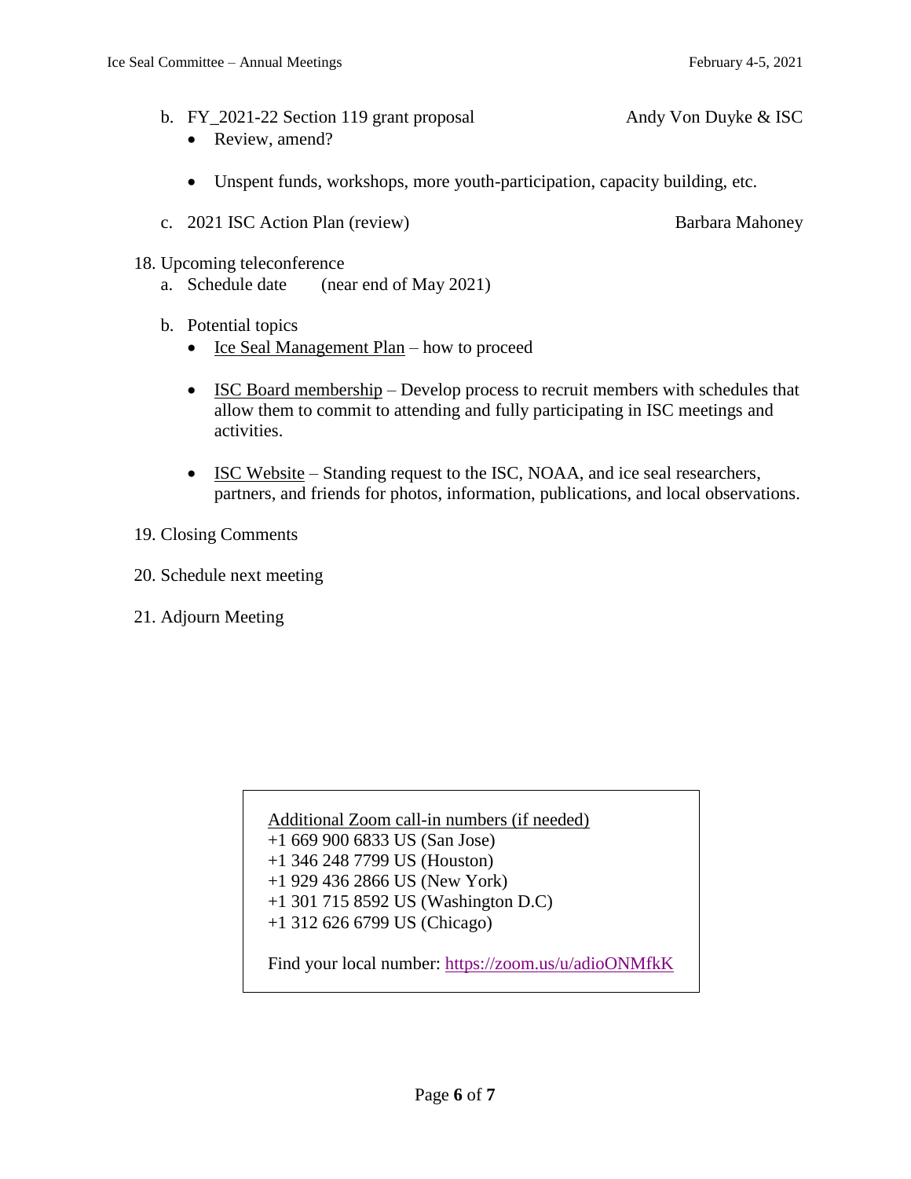b. FY_2021-22 Section 119 grant proposal — Andy Von Duyke & ISC
   - Review, amend?
   - Unspent funds, workshops, more youth-participation, capacity building, etc.

c. 2021 ISC Action Plan (review) — Barbara Mahoney

18. Upcoming teleconference
    a. Schedule date (near end of May 2021)
    b. Potential topics
       - Ice Seal Management Plan – how to proceed
       - ISC Board membership – Develop process to recruit members with schedules that allow them to commit to attending and fully participating in ISC meetings and activities.
       - ISC Website – Standing request to the ISC, NOAA, and ice seal researchers, partners, and friends for photos, information, publications, and local observations.

19. Closing Comments

20. Schedule next meeting

21. Adjourn Meeting

Additional Zoom call-in numbers (if needed)

+1 669 900 6833 US (San Jose)
+1 346 248 7799 US (Houston)
+1 929 436 2866 US (New York)
+1 301 715 8592 US (Washington D.C)
+1 312 626 6799 US (Chicago)

Find your local number: https://zoom.us/u/adioONMfkK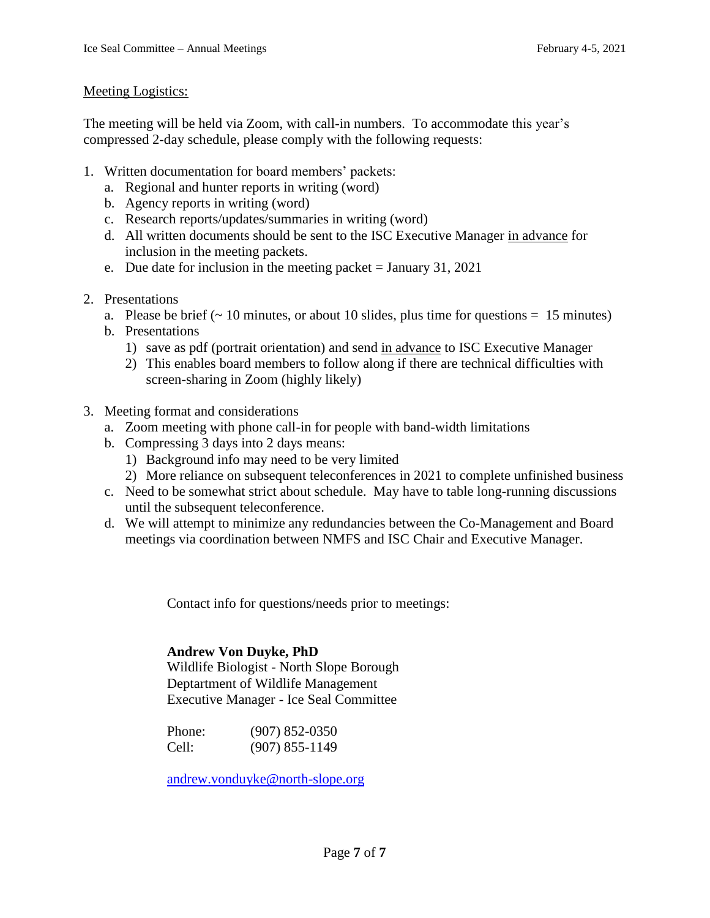Meeting Logistics:

The meeting will be held via Zoom, with call-in numbers. To accommodate this year's compressed 2-day schedule, please comply with the following requests:

1. Written documentation for board members' packets:
   a. Regional and hunter reports in writing (word)
   b. Agency reports in writing (word)
   c. Research reports/updates/summaries in writing (word)
   d. All written documents should be sent to the ISC Executive Manager in advance for inclusion in the meeting packets.
   e. Due date for inclusion in the meeting packet = January 31, 2021

2. Presentations
   a. Please be brief (~ 10 minutes, or about 10 slides, plus time for questions = 15 minutes)
   b. Presentations
      1) save as pdf (portrait orientation) and send in advance to ISC Executive Manager
      2) This enables board members to follow along if there are technical difficulties with screen-sharing in Zoom (highly likely)

3. Meeting format and considerations
   a. Zoom meeting with phone call-in for people with band-width limitations
   b. Compressing 3 days into 2 days means:
      1) Background info may need to be very limited
      2) More reliance on subsequent teleconferences in 2021 to complete unfinished business
   c. Need to be somewhat strict about schedule. May have to table long-running discussions until the subsequent teleconference.
   d. We will attempt to minimize any redundancies between the Co-Management and Board meetings via coordination between NMFS and ISC Chair and Executive Manager.

Contact info for questions/needs prior to meetings:

**Andrew Von Duyke, PhD**
Wildlife Biologist - North Slope Borough
Deptartment of Wildlife Management
Executive Manager - Ice Seal Committee

Phone: (907) 852-0350
Cell: (907) 855-1149

andrew.vonduyke@north-slope.org